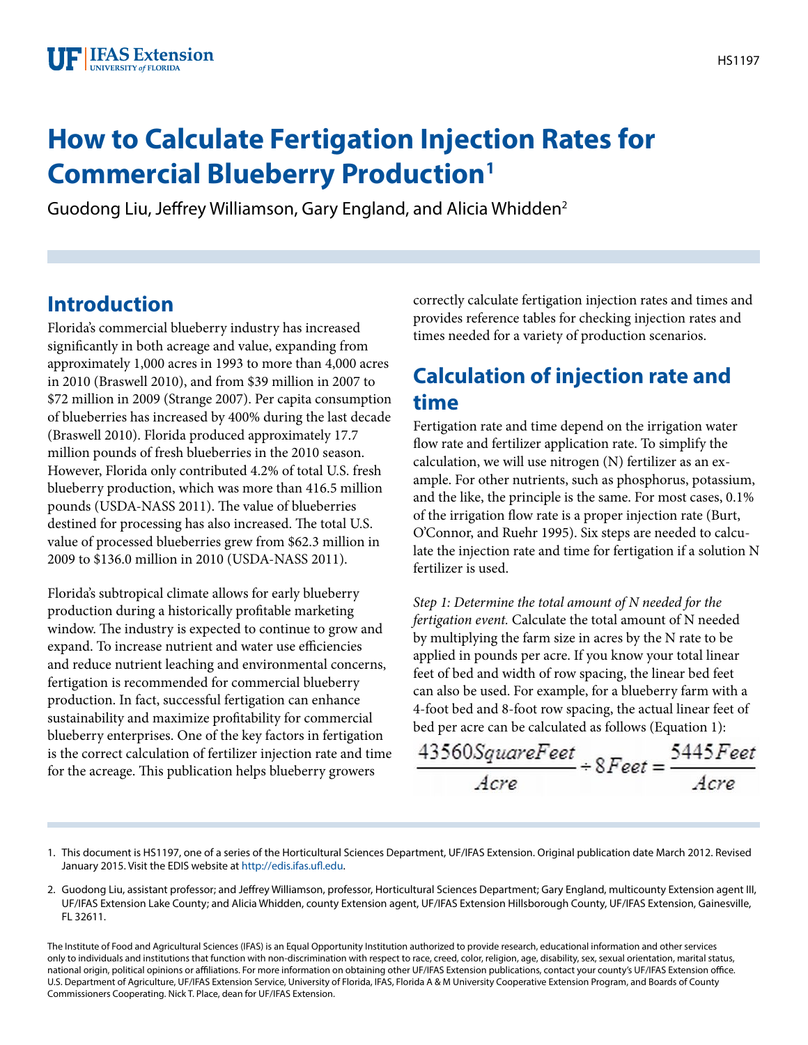# How to Calculate Fertigation Injection Rates for Commercial Blueberry Production[1]

Guodong Liu, Jeffrey Williamson, Gary England, and Alicia Whidden[2]

## Introduction

Florida's commercial blueberry industry has increased significantly in both acreage and value, expanding from approximately 1,000 acres in 1993 to more than 4,000 acres in 2010 (Braswell 2010), and from $39 million in 2007 to $72 million in 2009 (Strange 2007). Per capita consumption of blueberries has increased by 400% during the last decade (Braswell 2010). Florida produced approximately 17.7 million pounds of fresh blueberries in the 2010 season. However, Florida only contributed 4.2% of total U.S. fresh blueberry production, which was more than 416.5 million pounds (USDA-NASS 2011). The value of blueberries destined for processing has also increased. The total U.S. value of processed blueberries grew from $62.3 million in 2009 to $136.0 million in 2010 (USDA-NASS 2011).

Florida's subtropical climate allows for early blueberry production during a historically profitable marketing window. The industry is expected to continue to grow and expand. To increase nutrient and water use efficiencies and reduce nutrient leaching and environmental concerns, fertigation is recommended for commercial blueberry production. In fact, successful fertigation can enhance sustainability and maximize profitability for commercial blueberry enterprises. One of the key factors in fertigation is the correct calculation of fertilizer injection rate and time for the acreage. This publication helps blueberry growers correctly calculate fertigation injection rates and times and provides reference tables for checking injection rates and times needed for a variety of production scenarios.

## Calculation of injection rate and time

Fertigation rate and time depend on the irrigation water flow rate and fertilizer application rate. To simplify the calculation, we will use nitrogen (N) fertilizer as an example. For other nutrients, such as phosphorus, potassium, and the like, the principle is the same. For most cases, 0.1% of the irrigation flow rate is a proper injection rate (Burt, O'Connor, and Ruehr 1995). Six steps are needed to calculate the injection rate and time for fertigation if a solution N fertilizer is used.

*Step 1: Determine the total amount of N needed for the fertigation event.* Calculate the total amount of N needed by multiplying the farm size in acres by the N rate to be applied in pounds per acre. If you know your total linear feet of bed and width of row spacing, the linear bed feet can also be used. For example, for a blueberry farm with a 4-foot bed and 8-foot row spacing, the actual linear feet of bed per acre can be calculated as follows (Equation 1):

$$\frac{43560\,SquareFeet}{Acre} \div 8\,Feet = \frac{5445\,Feet}{Acre}$$

1. This document is HS1197, one of a series of the Horticultural Sciences Department, UF/IFAS Extension. Original publication date March 2012. Revised January 2015. Visit the EDIS website at http://edis.ifas.ufl.edu.

2. Guodong Liu, assistant professor; and Jeffrey Williamson, professor, Horticultural Sciences Department; Gary England, multicounty Extension agent III, UF/IFAS Extension Lake County; and Alicia Whidden, county Extension agent, UF/IFAS Extension Hillsborough County, UF/IFAS Extension, Gainesville, FL 32611.

The Institute of Food and Agricultural Sciences (IFAS) is an Equal Opportunity Institution authorized to provide research, educational information and other services only to individuals and institutions that function with non-discrimination with respect to race, creed, color, religion, age, disability, sex, sexual orientation, marital status, national origin, political opinions or affiliations. For more information on obtaining other UF/IFAS Extension publications, contact your county's UF/IFAS Extension office. U.S. Department of Agriculture, UF/IFAS Extension Service, University of Florida, IFAS, Florida A & M University Cooperative Extension Program, and Boards of County Commissioners Cooperating. Nick T. Place, dean for UF/IFAS Extension.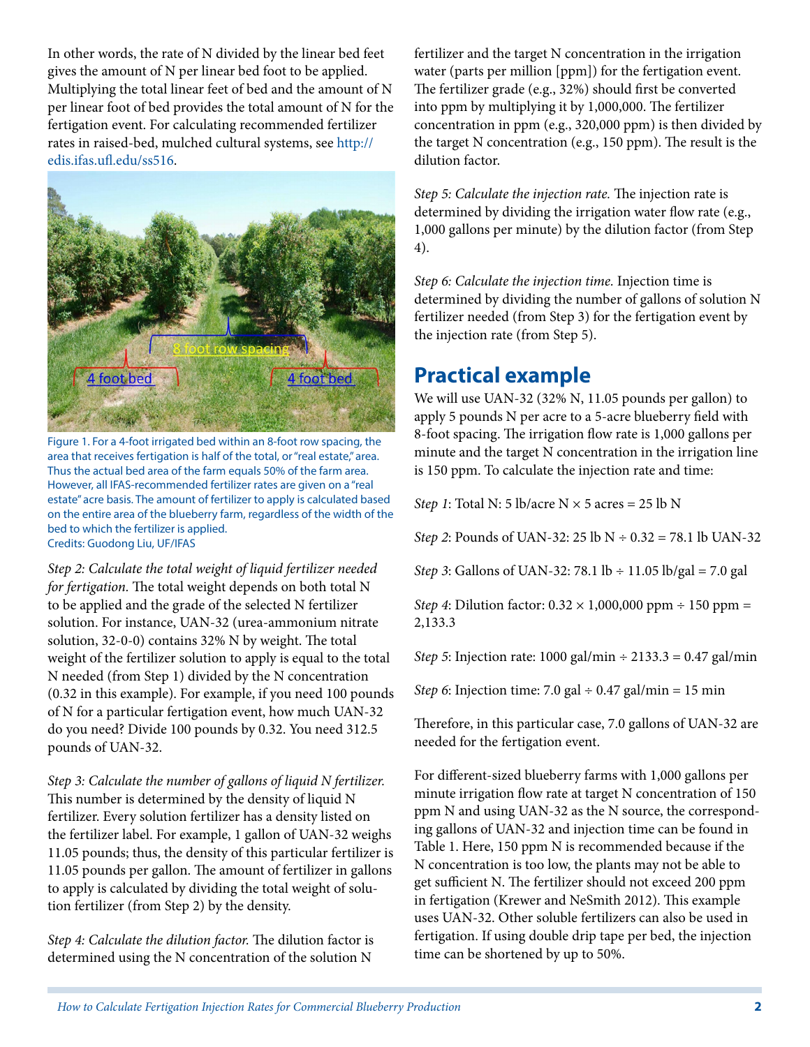In other words, the rate of N divided by the linear bed feet gives the amount of N per linear bed foot to be applied. Multiplying the total linear feet of bed and the amount of N per linear foot of bed provides the total amount of N for the fertigation event. For calculating recommended fertilizer rates in raised-bed, mulched cultural systems, see http://edis.ifas.ufl.edu/ss516.

Figure 1. For a 4-foot irrigated bed within an 8-foot row spacing, the area that receives fertigation is half of the total, or "real estate," area. Thus the actual bed area of the farm equals 50% of the farm area. However, all IFAS-recommended fertilizer rates are given on a "real estate" acre basis. The amount of fertilizer to apply is calculated based on the entire area of the blueberry farm, regardless of the width of the bed to which the fertilizer is applied.
Credits: Guodong Liu, UF/IFAS

*Step 2: Calculate the total weight of liquid fertilizer needed for fertigation.* The total weight depends on both total N to be applied and the grade of the selected N fertilizer solution. For instance, UAN-32 (urea-ammonium nitrate solution, 32-0-0) contains 32% N by weight. The total weight of the fertilizer solution to apply is equal to the total N needed (from Step 1) divided by the N concentration (0.32 in this example). For example, if you need 100 pounds of N for a particular fertigation event, how much UAN-32 do you need? Divide 100 pounds by 0.32. You need 312.5 pounds of UAN-32.

*Step 3: Calculate the number of gallons of liquid N fertilizer.* This number is determined by the density of liquid N fertilizer. Every solution fertilizer has a density listed on the fertilizer label. For example, 1 gallon of UAN-32 weighs 11.05 pounds; thus, the density of this particular fertilizer is 11.05 pounds per gallon. The amount of fertilizer in gallons to apply is calculated by dividing the total weight of solution fertilizer (from Step 2) by the density.

*Step 4: Calculate the dilution factor.* The dilution factor is determined using the N concentration of the solution N fertilizer and the target N concentration in the irrigation water (parts per million [ppm]) for the fertigation event. The fertilizer grade (e.g., 32%) should first be converted into ppm by multiplying it by 1,000,000. The fertilizer concentration in ppm (e.g., 320,000 ppm) is then divided by the target N concentration (e.g., 150 ppm). The result is the dilution factor.

*Step 5: Calculate the injection rate.* The injection rate is determined by dividing the irrigation water flow rate (e.g., 1,000 gallons per minute) by the dilution factor (from Step 4).

*Step 6: Calculate the injection time.* Injection time is determined by dividing the number of gallons of solution N fertilizer needed (from Step 3) for the fertigation event by the injection rate (from Step 5).

## Practical example

We will use UAN-32 (32% N, 11.05 pounds per gallon) to apply 5 pounds N per acre to a 5-acre blueberry field with 8-foot spacing. The irrigation flow rate is 1,000 gallons per minute and the target N concentration in the irrigation line is 150 ppm. To calculate the injection rate and time:

*Step 1*: Total N: 5 lb/acre N × 5 acres = 25 lb N

*Step 2*: Pounds of UAN-32: 25 lb N ÷ 0.32 = 78.1 lb UAN-32

*Step 3*: Gallons of UAN-32: 78.1 lb ÷ 11.05 lb/gal = 7.0 gal

*Step 4*: Dilution factor: 0.32 × 1,000,000 ppm ÷ 150 ppm = 2,133.3

*Step 5*: Injection rate: 1000 gal/min ÷ 2133.3 = 0.47 gal/min

*Step 6*: Injection time: 7.0 gal ÷ 0.47 gal/min = 15 min

Therefore, in this particular case, 7.0 gallons of UAN-32 are needed for the fertigation event.

For different-sized blueberry farms with 1,000 gallons per minute irrigation flow rate at target N concentration of 150 ppm N and using UAN-32 as the N source, the corresponding gallons of UAN-32 and injection time can be found in Table 1. Here, 150 ppm N is recommended because if the N concentration is too low, the plants may not be able to get sufficient N. The fertilizer should not exceed 200 ppm in fertigation (Krewer and NeSmith 2012). This example uses UAN-32. Other soluble fertilizers can also be used in fertigation. If using double drip tape per bed, the injection time can be shortened by up to 50%.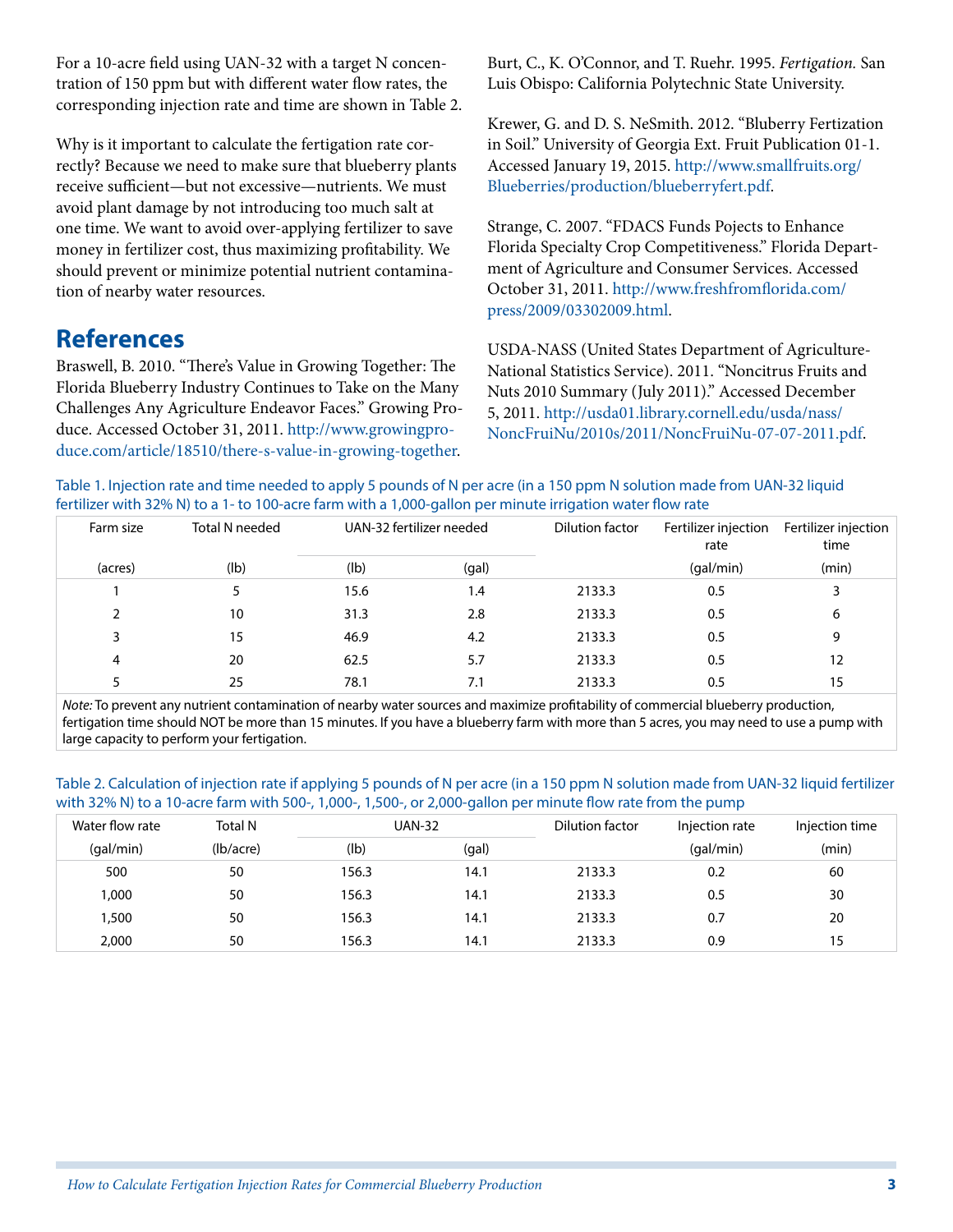For a 10-acre field using UAN-32 with a target N concentration of 150 ppm but with different water flow rates, the corresponding injection rate and time are shown in Table 2.

Why is it important to calculate the fertigation rate correctly? Because we need to make sure that blueberry plants receive sufficient—but not excessive—nutrients. We must avoid plant damage by not introducing too much salt at one time. We want to avoid over-applying fertilizer to save money in fertilizer cost, thus maximizing profitability. We should prevent or minimize potential nutrient contamination of nearby water resources.

## References

Braswell, B. 2010. "There's Value in Growing Together: The Florida Blueberry Industry Continues to Take on the Many Challenges Any Agriculture Endeavor Faces." Growing Produce. Accessed October 31, 2011. http://www.growingproduce.com/article/18510/there-s-value-in-growing-together.

Burt, C., K. O'Connor, and T. Ruehr. 1995. *Fertigation.* San Luis Obispo: California Polytechnic State University.

Krewer, G. and D. S. NeSmith. 2012. "Bluberry Fertization in Soil." University of Georgia Ext. Fruit Publication 01-1. Accessed January 19, 2015. http://www.smallfruits.org/Blueberries/production/blueberryfert.pdf.

Strange, C. 2007. "FDACS Funds Pojects to Enhance Florida Specialty Crop Competitiveness." Florida Department of Agriculture and Consumer Services. Accessed October 31, 2011. http://www.freshfromflorida.com/press/2009/03302009.html.

USDA-NASS (United States Department of Agriculture-National Statistics Service). 2011. "Noncitrus Fruits and Nuts 2010 Summary (July 2011)." Accessed December 5, 2011. http://usda01.library.cornell.edu/usda/nass/NoncFruiNu/2010s/2011/NoncFruiNu-07-07-2011.pdf.

Table 1. Injection rate and time needed to apply 5 pounds of N per acre (in a 150 ppm N solution made from UAN-32 liquid fertilizer with 32% N) to a 1- to 100-acre farm with a 1,000-gallon per minute irrigation water flow rate

| Farm size | Total N needed | UAN-32 fertilizer needed | | Dilution factor | Fertilizer injection rate | Fertilizer injection time |
|---|---|---|---|---|---|---|
| (acres) | (lb) | (lb) | (gal) | | (gal/min) | (min) |
| 1 | 5 | 15.6 | 1.4 | 2133.3 | 0.5 | 3 |
| 2 | 10 | 31.3 | 2.8 | 2133.3 | 0.5 | 6 |
| 3 | 15 | 46.9 | 4.2 | 2133.3 | 0.5 | 9 |
| 4 | 20 | 62.5 | 5.7 | 2133.3 | 0.5 | 12 |
| 5 | 25 | 78.1 | 7.1 | 2133.3 | 0.5 | 15 |

*Note:* To prevent any nutrient contamination of nearby water sources and maximize profitability of commercial blueberry production, fertigation time should NOT be more than 15 minutes. If you have a blueberry farm with more than 5 acres, you may need to use a pump with large capacity to perform your fertigation.

Table 2. Calculation of injection rate if applying 5 pounds of N per acre (in a 150 ppm N solution made from UAN-32 liquid fertilizer with 32% N) to a 10-acre farm with 500-, 1,000-, 1,500-, or 2,000-gallon per minute flow rate from the pump

| Water flow rate | Total N | UAN-32 | | Dilution factor | Injection rate | Injection time |
|---|---|---|---|---|---|---|
| (gal/min) | (lb/acre) | (lb) | (gal) | | (gal/min) | (min) |
| 500 | 50 | 156.3 | 14.1 | 2133.3 | 0.2 | 60 |
| 1,000 | 50 | 156.3 | 14.1 | 2133.3 | 0.5 | 30 |
| 1,500 | 50 | 156.3 | 14.1 | 2133.3 | 0.7 | 20 |
| 2,000 | 50 | 156.3 | 14.1 | 2133.3 | 0.9 | 15 |